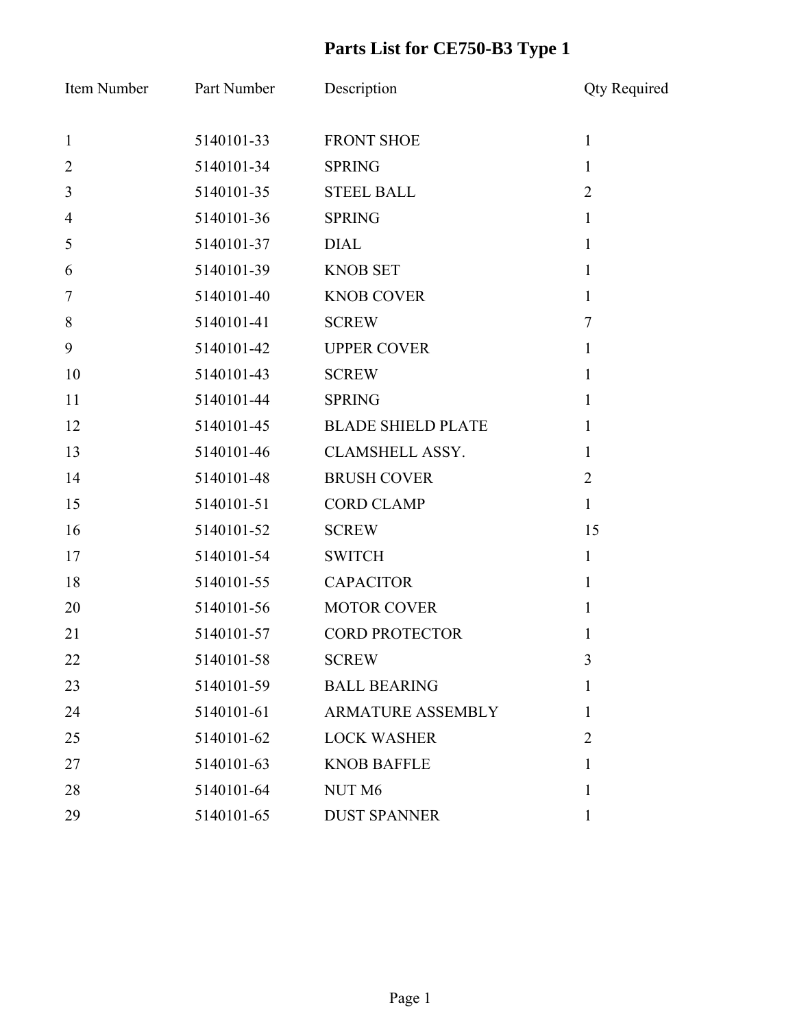# Parts List for CE750-B3 Type 1

| Item Number | Part Number | Description | Qty Required |
|---|---|---|---|
| 1 | 5140101-33 | FRONT SHOE | 1 |
| 2 | 5140101-34 | SPRING | 1 |
| 3 | 5140101-35 | STEEL BALL | 2 |
| 4 | 5140101-36 | SPRING | 1 |
| 5 | 5140101-37 | DIAL | 1 |
| 6 | 5140101-39 | KNOB SET | 1 |
| 7 | 5140101-40 | KNOB COVER | 1 |
| 8 | 5140101-41 | SCREW | 7 |
| 9 | 5140101-42 | UPPER COVER | 1 |
| 10 | 5140101-43 | SCREW | 1 |
| 11 | 5140101-44 | SPRING | 1 |
| 12 | 5140101-45 | BLADE SHIELD PLATE | 1 |
| 13 | 5140101-46 | CLAMSHELL ASSY. | 1 |
| 14 | 5140101-48 | BRUSH COVER | 2 |
| 15 | 5140101-51 | CORD CLAMP | 1 |
| 16 | 5140101-52 | SCREW | 15 |
| 17 | 5140101-54 | SWITCH | 1 |
| 18 | 5140101-55 | CAPACITOR | 1 |
| 20 | 5140101-56 | MOTOR COVER | 1 |
| 21 | 5140101-57 | CORD PROTECTOR | 1 |
| 22 | 5140101-58 | SCREW | 3 |
| 23 | 5140101-59 | BALL BEARING | 1 |
| 24 | 5140101-61 | ARMATURE ASSEMBLY | 1 |
| 25 | 5140101-62 | LOCK WASHER | 2 |
| 27 | 5140101-63 | KNOB BAFFLE | 1 |
| 28 | 5140101-64 | NUT M6 | 1 |
| 29 | 5140101-65 | DUST SPANNER | 1 |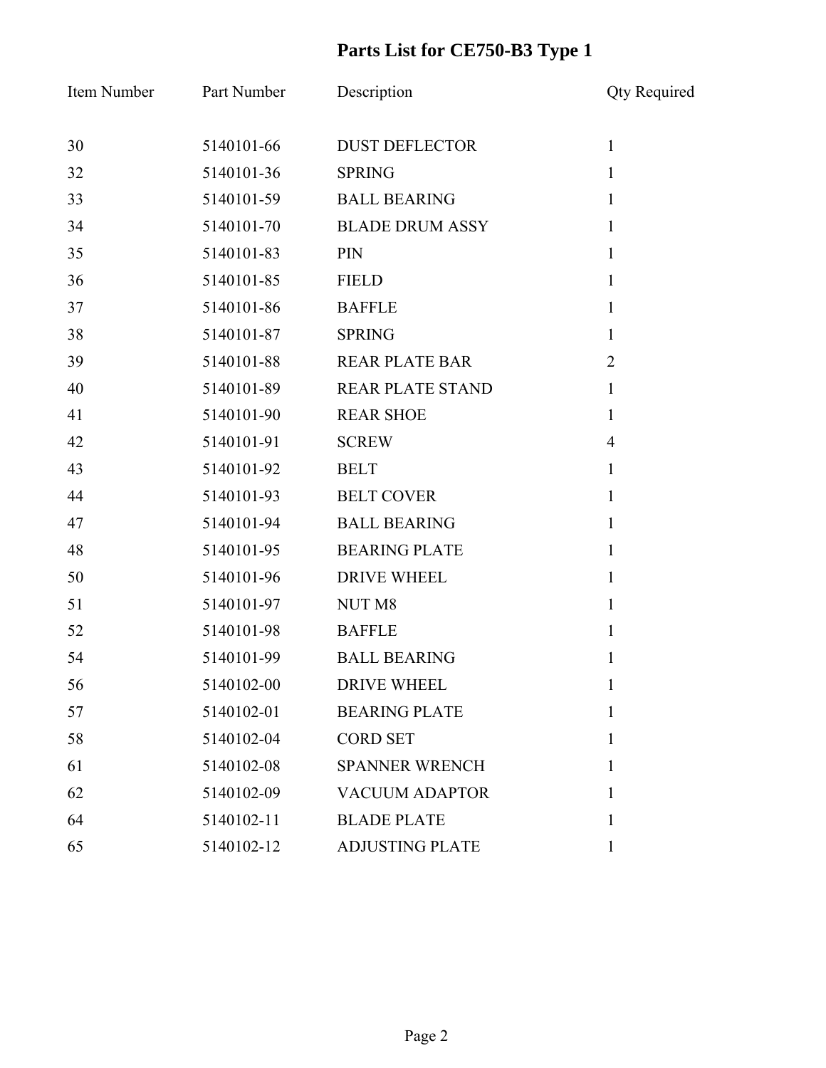# Parts List for CE750-B3 Type 1

| Item Number | Part Number | Description | Qty Required |
|---|---|---|---|
| 30 | 5140101-66 | DUST DEFLECTOR | 1 |
| 32 | 5140101-36 | SPRING | 1 |
| 33 | 5140101-59 | BALL BEARING | 1 |
| 34 | 5140101-70 | BLADE DRUM ASSY | 1 |
| 35 | 5140101-83 | PIN | 1 |
| 36 | 5140101-85 | FIELD | 1 |
| 37 | 5140101-86 | BAFFLE | 1 |
| 38 | 5140101-87 | SPRING | 1 |
| 39 | 5140101-88 | REAR PLATE BAR | 2 |
| 40 | 5140101-89 | REAR PLATE STAND | 1 |
| 41 | 5140101-90 | REAR SHOE | 1 |
| 42 | 5140101-91 | SCREW | 4 |
| 43 | 5140101-92 | BELT | 1 |
| 44 | 5140101-93 | BELT COVER | 1 |
| 47 | 5140101-94 | BALL BEARING | 1 |
| 48 | 5140101-95 | BEARING PLATE | 1 |
| 50 | 5140101-96 | DRIVE WHEEL | 1 |
| 51 | 5140101-97 | NUT M8 | 1 |
| 52 | 5140101-98 | BAFFLE | 1 |
| 54 | 5140101-99 | BALL BEARING | 1 |
| 56 | 5140102-00 | DRIVE WHEEL | 1 |
| 57 | 5140102-01 | BEARING PLATE | 1 |
| 58 | 5140102-04 | CORD SET | 1 |
| 61 | 5140102-08 | SPANNER WRENCH | 1 |
| 62 | 5140102-09 | VACUUM ADAPTOR | 1 |
| 64 | 5140102-11 | BLADE PLATE | 1 |
| 65 | 5140102-12 | ADJUSTING PLATE | 1 |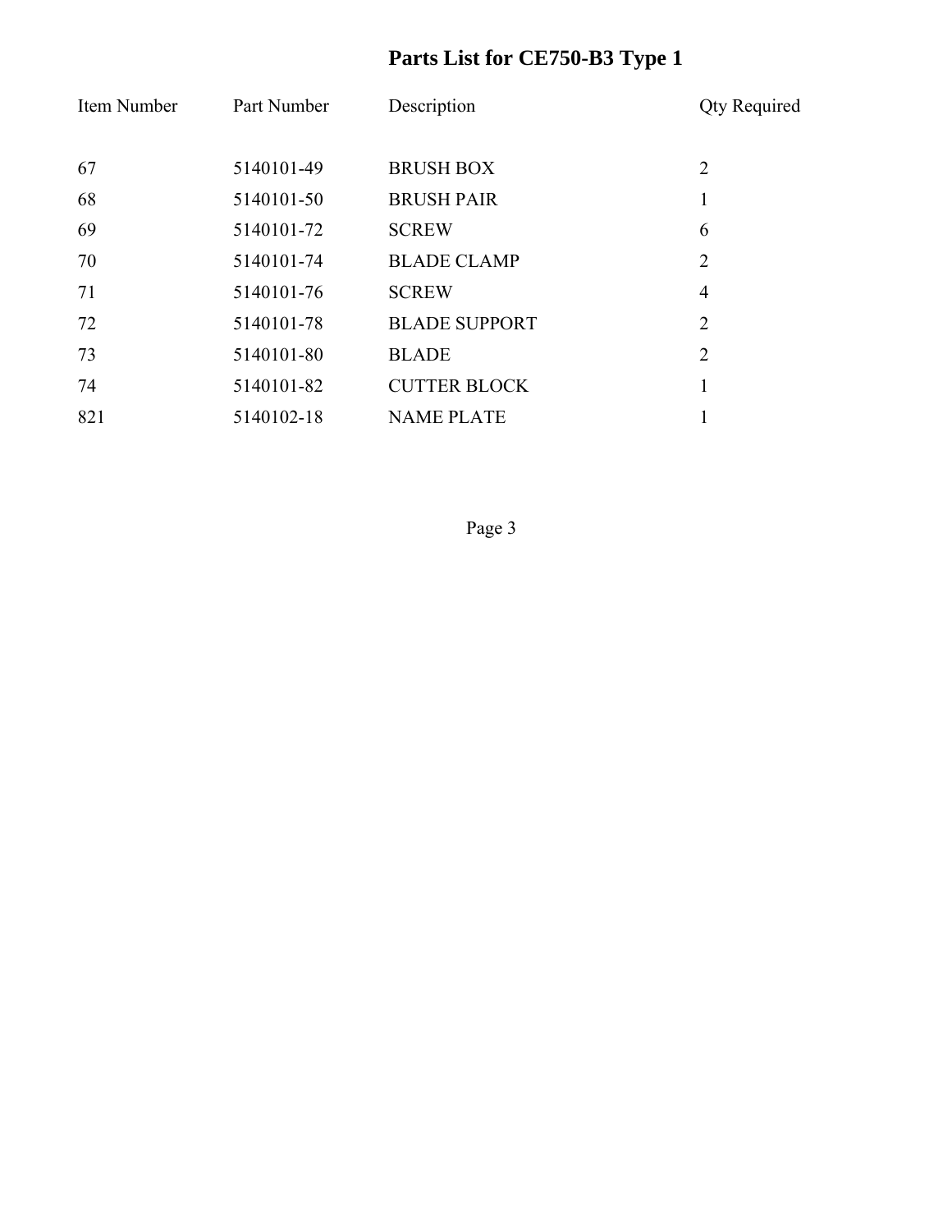# Parts List for CE750-B3 Type 1

| Item Number | Part Number | Description | Qty Required |
|---|---|---|---|
| 67 | 5140101-49 | BRUSH BOX | 2 |
| 68 | 5140101-50 | BRUSH PAIR | 1 |
| 69 | 5140101-72 | SCREW | 6 |
| 70 | 5140101-74 | BLADE CLAMP | 2 |
| 71 | 5140101-76 | SCREW | 4 |
| 72 | 5140101-78 | BLADE SUPPORT | 2 |
| 73 | 5140101-80 | BLADE | 2 |
| 74 | 5140101-82 | CUTTER BLOCK | 1 |
| 821 | 5140102-18 | NAME PLATE | 1 |